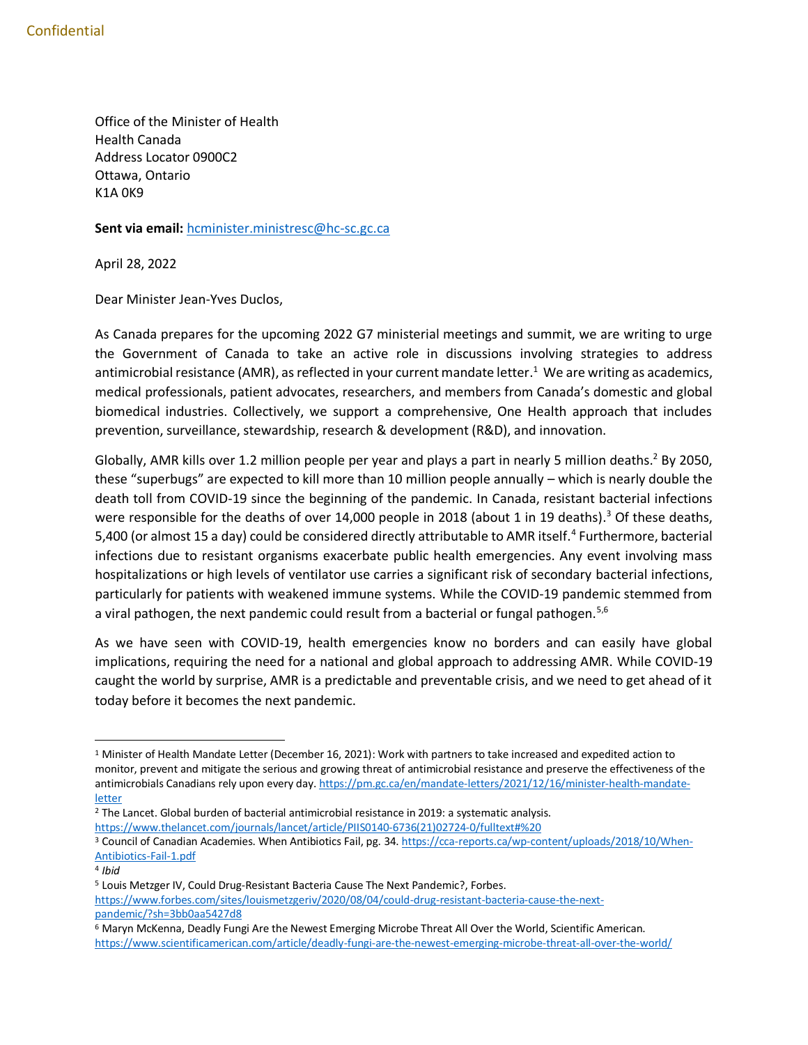Confidential

Office of the Minister of Health
Health Canada
Address Locator 0900C2
Ottawa, Ontario
K1A 0K9

**Sent via email:** hcminister.ministresc@hc-sc.gc.ca

April 28, 2022

Dear Minister Jean-Yves Duclos,

As Canada prepares for the upcoming 2022 G7 ministerial meetings and summit, we are writing to urge the Government of Canada to take an active role in discussions involving strategies to address antimicrobial resistance (AMR), as reflected in your current mandate letter.[1] We are writing as academics, medical professionals, patient advocates, researchers, and members from Canada's domestic and global biomedical industries. Collectively, we support a comprehensive, One Health approach that includes prevention, surveillance, stewardship, research & development (R&D), and innovation.

Globally, AMR kills over 1.2 million people per year and plays a part in nearly 5 million deaths.[2] By 2050, these "superbugs" are expected to kill more than 10 million people annually – which is nearly double the death toll from COVID-19 since the beginning of the pandemic. In Canada, resistant bacterial infections were responsible for the deaths of over 14,000 people in 2018 (about 1 in 19 deaths).[3] Of these deaths, 5,400 (or almost 15 a day) could be considered directly attributable to AMR itself.[4] Furthermore, bacterial infections due to resistant organisms exacerbate public health emergencies. Any event involving mass hospitalizations or high levels of ventilator use carries a significant risk of secondary bacterial infections, particularly for patients with weakened immune systems. While the COVID-19 pandemic stemmed from a viral pathogen, the next pandemic could result from a bacterial or fungal pathogen.[5,6]

As we have seen with COVID-19, health emergencies know no borders and can easily have global implications, requiring the need for a national and global approach to addressing AMR. While COVID-19 caught the world by surprise, AMR is a predictable and preventable crisis, and we need to get ahead of it today before it becomes the next pandemic.

---

[1] Minister of Health Mandate Letter (December 16, 2021): Work with partners to take increased and expedited action to monitor, prevent and mitigate the serious and growing threat of antimicrobial resistance and preserve the effectiveness of the antimicrobials Canadians rely upon every day. https://pm.gc.ca/en/mandate-letters/2021/12/16/minister-health-mandate-letter

[2] The Lancet. Global burden of bacterial antimicrobial resistance in 2019: a systematic analysis. https://www.thelancet.com/journals/lancet/article/PIIS0140-6736(21)02724-0/fulltext#%20

[3] Council of Canadian Academies. When Antibiotics Fail, pg. 34. https://cca-reports.ca/wp-content/uploads/2018/10/When-Antibiotics-Fail-1.pdf

[4] *Ibid*

[5] Louis Metzger IV, Could Drug-Resistant Bacteria Cause The Next Pandemic?, Forbes. https://www.forbes.com/sites/louismetzgeriv/2020/08/04/could-drug-resistant-bacteria-cause-the-next-pandemic/?sh=3bb0aa5427d8

[6] Maryn McKenna, Deadly Fungi Are the Newest Emerging Microbe Threat All Over the World, Scientific American. https://www.scientificamerican.com/article/deadly-fungi-are-the-newest-emerging-microbe-threat-all-over-the-world/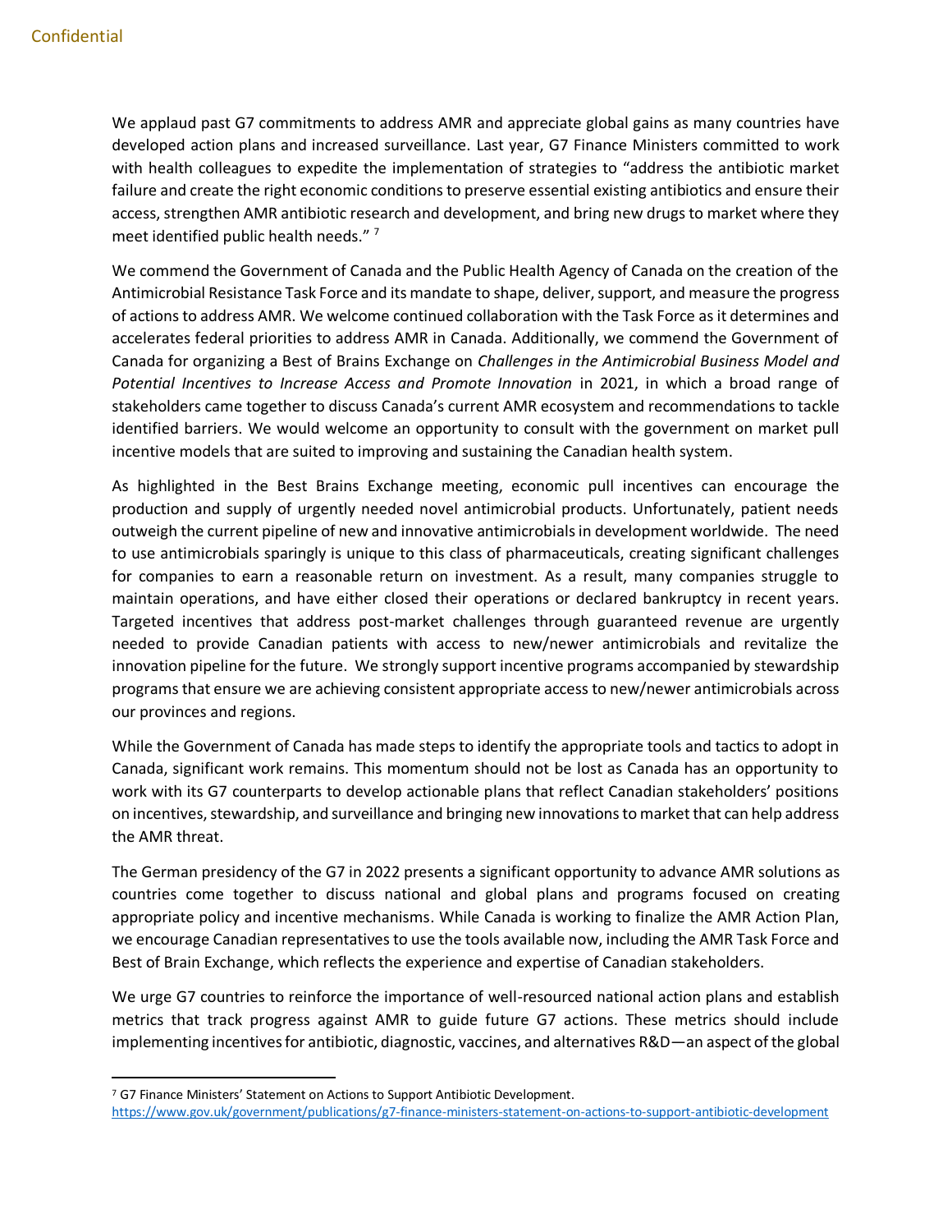We applaud past G7 commitments to address AMR and appreciate global gains as many countries have developed action plans and increased surveillance. Last year, G7 Finance Ministers committed to work with health colleagues to expedite the implementation of strategies to "address the antibiotic market failure and create the right economic conditions to preserve essential existing antibiotics and ensure their access, strengthen AMR antibiotic research and development, and bring new drugs to market where they meet identified public health needs." [7]

We commend the Government of Canada and the Public Health Agency of Canada on the creation of the Antimicrobial Resistance Task Force and its mandate to shape, deliver, support, and measure the progress of actions to address AMR. We welcome continued collaboration with the Task Force as it determines and accelerates federal priorities to address AMR in Canada. Additionally, we commend the Government of Canada for organizing a Best of Brains Exchange on *Challenges in the Antimicrobial Business Model and Potential Incentives to Increase Access and Promote Innovation* in 2021, in which a broad range of stakeholders came together to discuss Canada's current AMR ecosystem and recommendations to tackle identified barriers. We would welcome an opportunity to consult with the government on market pull incentive models that are suited to improving and sustaining the Canadian health system.

As highlighted in the Best Brains Exchange meeting, economic pull incentives can encourage the production and supply of urgently needed novel antimicrobial products. Unfortunately, patient needs outweigh the current pipeline of new and innovative antimicrobials in development worldwide. The need to use antimicrobials sparingly is unique to this class of pharmaceuticals, creating significant challenges for companies to earn a reasonable return on investment. As a result, many companies struggle to maintain operations, and have either closed their operations or declared bankruptcy in recent years. Targeted incentives that address post-market challenges through guaranteed revenue are urgently needed to provide Canadian patients with access to new/newer antimicrobials and revitalize the innovation pipeline for the future. We strongly support incentive programs accompanied by stewardship programs that ensure we are achieving consistent appropriate access to new/newer antimicrobials across our provinces and regions.

While the Government of Canada has made steps to identify the appropriate tools and tactics to adopt in Canada, significant work remains. This momentum should not be lost as Canada has an opportunity to work with its G7 counterparts to develop actionable plans that reflect Canadian stakeholders' positions on incentives, stewardship, and surveillance and bringing new innovations to market that can help address the AMR threat.

The German presidency of the G7 in 2022 presents a significant opportunity to advance AMR solutions as countries come together to discuss national and global plans and programs focused on creating appropriate policy and incentive mechanisms. While Canada is working to finalize the AMR Action Plan, we encourage Canadian representatives to use the tools available now, including the AMR Task Force and Best of Brain Exchange, which reflects the experience and expertise of Canadian stakeholders.

We urge G7 countries to reinforce the importance of well-resourced national action plans and establish metrics that track progress against AMR to guide future G7 actions. These metrics should include implementing incentives for antibiotic, diagnostic, vaccines, and alternatives R&D—an aspect of the global

---

[7] G7 Finance Ministers' Statement on Actions to Support Antibiotic Development. https://www.gov.uk/government/publications/g7-finance-ministers-statement-on-actions-to-support-antibiotic-development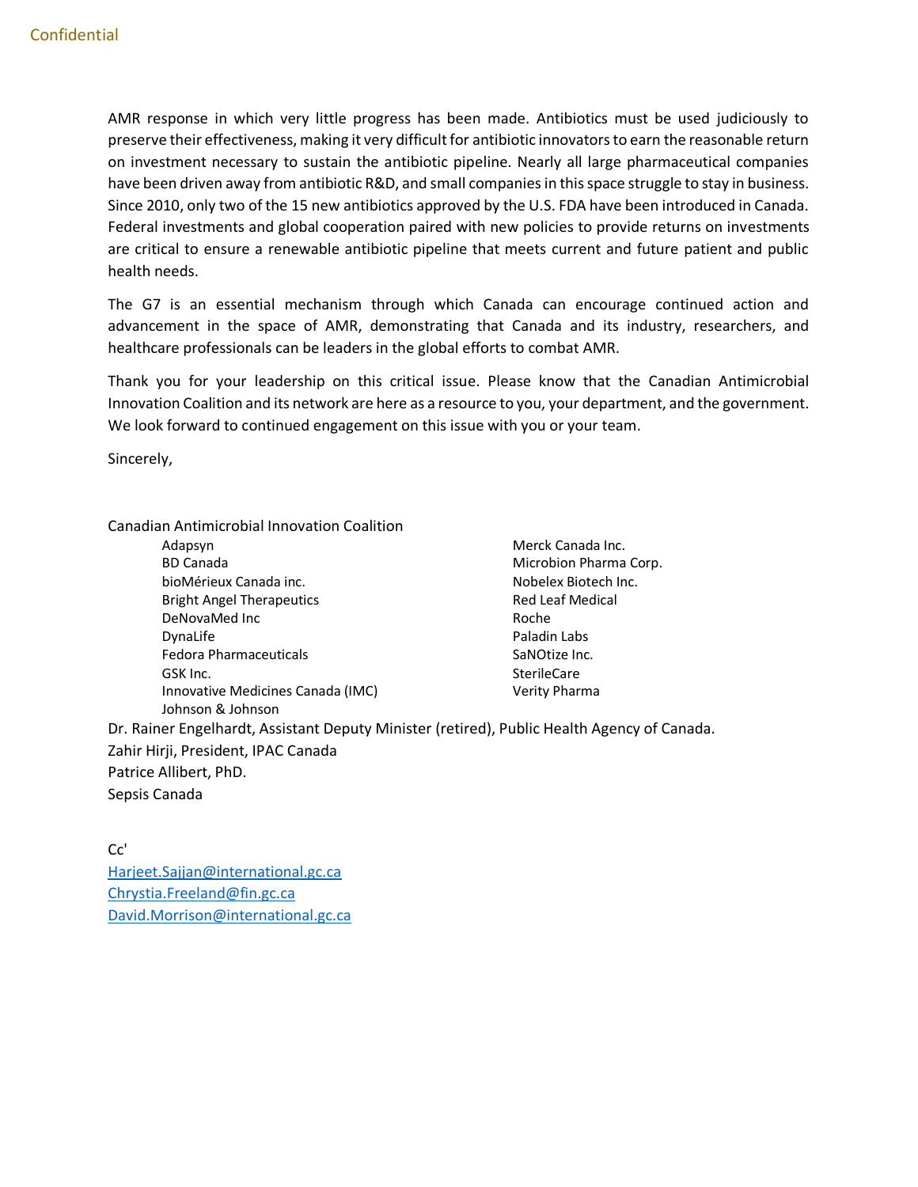AMR response in which very little progress has been made. Antibiotics must be used judiciously to preserve their effectiveness, making it very difficult for antibiotic innovators to earn the reasonable return on investment necessary to sustain the antibiotic pipeline. Nearly all large pharmaceutical companies have been driven away from antibiotic R&D, and small companies in this space struggle to stay in business. Since 2010, only two of the 15 new antibiotics approved by the U.S. FDA have been introduced in Canada. Federal investments and global cooperation paired with new policies to provide returns on investments are critical to ensure a renewable antibiotic pipeline that meets current and future patient and public health needs.

The G7 is an essential mechanism through which Canada can encourage continued action and advancement in the space of AMR, demonstrating that Canada and its industry, researchers, and healthcare professionals can be leaders in the global efforts to combat AMR.

Thank you for your leadership on this critical issue. Please know that the Canadian Antimicrobial Innovation Coalition and its network are here as a resource to you, your department, and the government. We look forward to continued engagement on this issue with you or your team.

Sincerely,

Canadian Antimicrobial Innovation Coalition

- Adapsyn
- BD Canada
- bioMérieux Canada inc.
- Bright Angel Therapeutics
- DeNovaMed Inc
- DynaLife
- Fedora Pharmaceuticals
- GSK Inc.
- Innovative Medicines Canada (IMC)
- Johnson & Johnson
- Merck Canada Inc.
- Microbion Pharma Corp.
- Nobelex Biotech Inc.
- Red Leaf Medical
- Roche
- Paladin Labs
- SaNOtize Inc.
- SterileCare
- Verity Pharma

Dr. Rainer Engelhardt, Assistant Deputy Minister (retired), Public Health Agency of Canada.
Zahir Hirji, President, IPAC Canada
Patrice Allibert, PhD.
Sepsis Canada

Cc'
Harjeet.Sajjan@international.gc.ca
Chrystia.Freeland@fin.gc.ca
David.Morrison@international.gc.ca